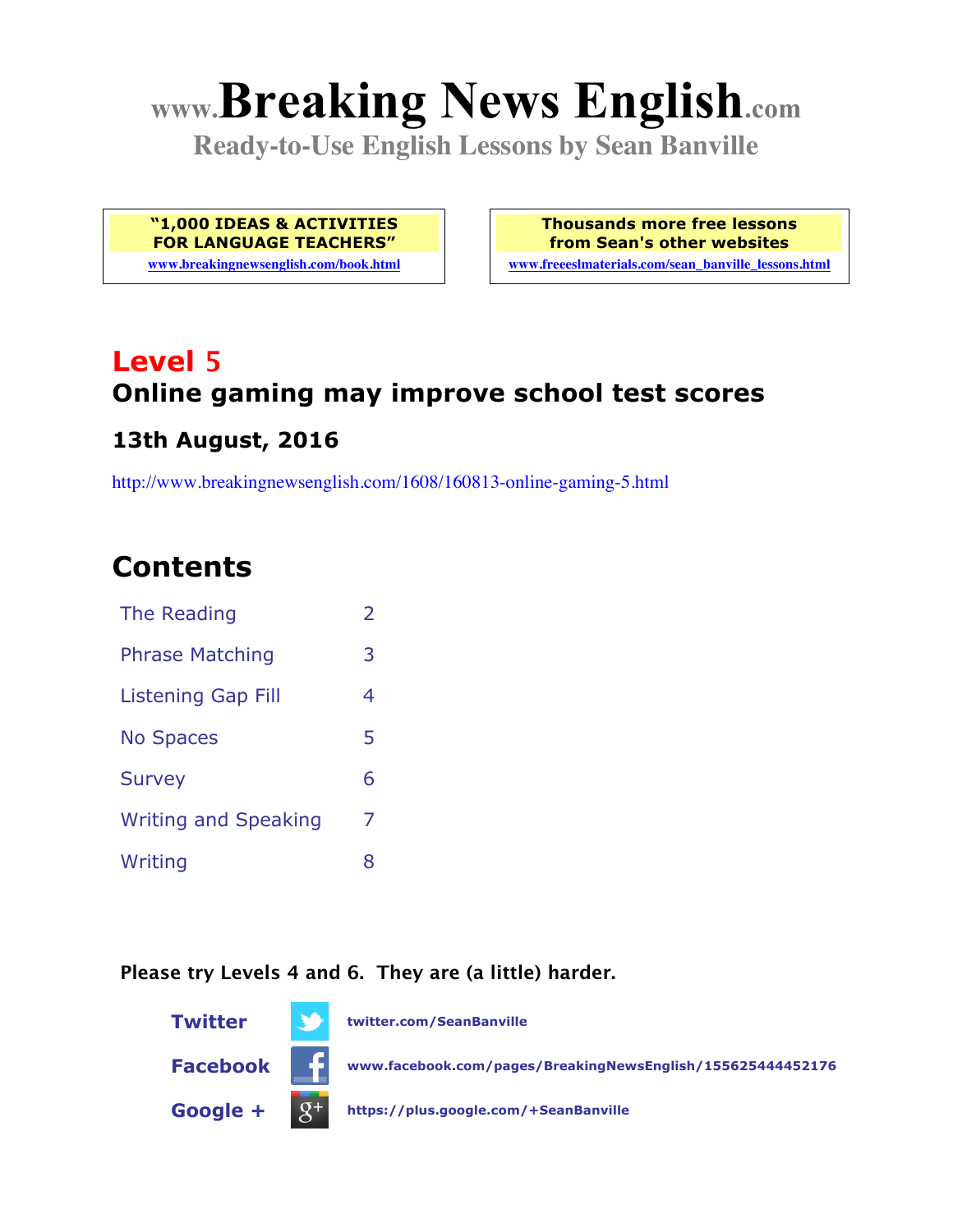# www.Breaking News English.com

**Ready-to-Use English Lessons by Sean Banville**

**"1,000 IDEAS & ACTIVITIES FOR LANGUAGE TEACHERS"**
www.breakingnewsenglish.com/book.html

**Thousands more free lessons from Sean's other websites**
www.freeeslmaterials.com/sean_banville_lessons.html

## Level 5

### Online gaming may improve school test scores

### 13th August, 2016

http://www.breakingnewsenglish.com/1608/160813-online-gaming-5.html

## Contents

| | |
|---|---|
| The Reading | 2 |
| Phrase Matching | 3 |
| Listening Gap Fill | 4 |
| No Spaces | 5 |
| Survey | 6 |
| Writing and Speaking | 7 |
| Writing | 8 |

**Please try Levels 4 and 6. They are (a little) harder.**

**Twitter** twitter.com/SeanBanville

**Facebook** www.facebook.com/pages/BreakingNewsEnglish/155625444452176

**Google +** https://plus.google.com/+SeanBanville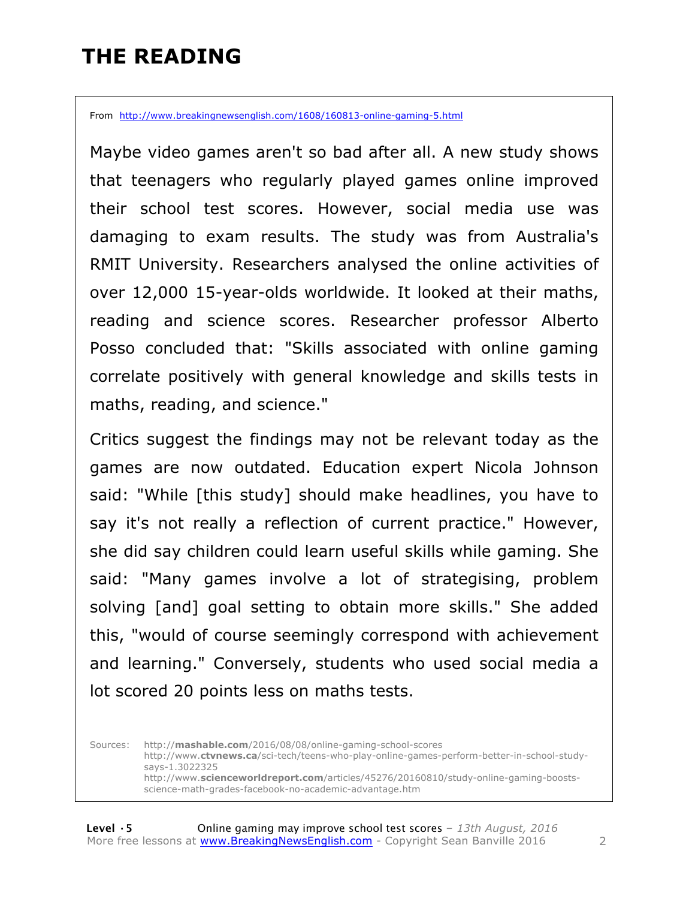# THE READING

From http://www.breakingnewsenglish.com/1608/160813-online-gaming-5.html

Maybe video games aren't so bad after all. A new study shows that teenagers who regularly played games online improved their school test scores. However, social media use was damaging to exam results. The study was from Australia's RMIT University. Researchers analysed the online activities of over 12,000 15-year-olds worldwide. It looked at their maths, reading and science scores. Researcher professor Alberto Posso concluded that: "Skills associated with online gaming correlate positively with general knowledge and skills tests in maths, reading, and science."

Critics suggest the findings may not be relevant today as the games are now outdated. Education expert Nicola Johnson said: "While [this study] should make headlines, you have to say it's not really a reflection of current practice." However, she did say children could learn useful skills while gaming. She said: "Many games involve a lot of strategising, problem solving [and] goal setting to obtain more skills." She added this, "would of course seemingly correspond with achievement and learning." Conversely, students who used social media a lot scored 20 points less on maths tests.

Sources:
http://**mashable.com**/2016/08/08/online-gaming-school-scores
http://www.**ctvnews.ca**/sci-tech/teens-who-play-online-games-perform-better-in-school-study-says-1.3022325
http://www.**scienceworldreport.com**/articles/45276/20160810/study-online-gaming-boosts-science-math-grades-facebook-no-academic-advantage.htm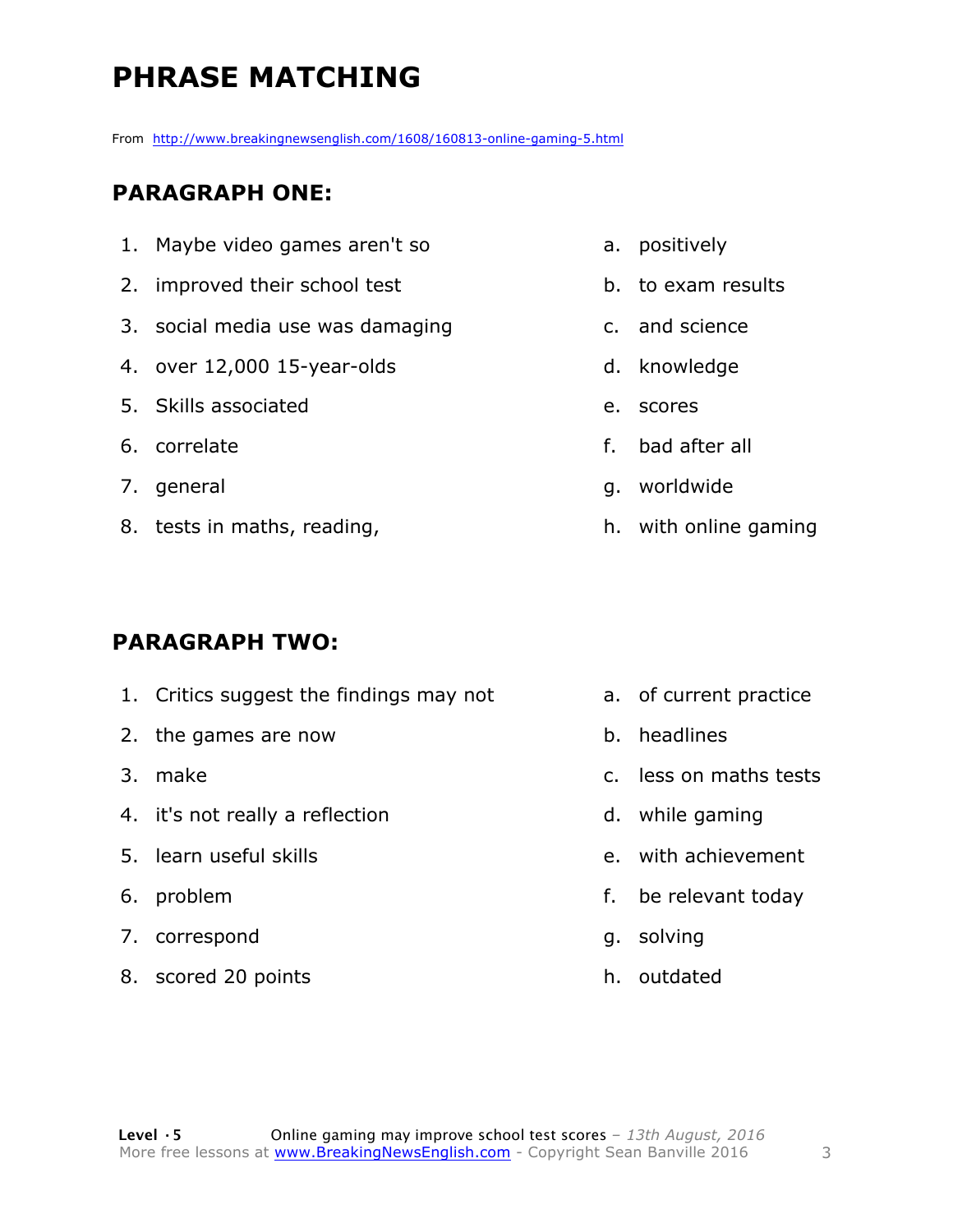# PHRASE MATCHING

From http://www.breakingnewsenglish.com/1608/160813-online-gaming-5.html

## PARAGRAPH ONE:

| | | | |
|---|---|---|---|
| 1. | Maybe video games aren't so | a. | positively |
| 2. | improved their school test | b. | to exam results |
| 3. | social media use was damaging | c. | and science |
| 4. | over 12,000 15-year-olds | d. | knowledge |
| 5. | Skills associated | e. | scores |
| 6. | correlate | f. | bad after all |
| 7. | general | g. | worldwide |
| 8. | tests in maths, reading, | h. | with online gaming |

## PARAGRAPH TWO:

| | | | |
|---|---|---|---|
| 1. | Critics suggest the findings may not | a. | of current practice |
| 2. | the games are now | b. | headlines |
| 3. | make | c. | less on maths tests |
| 4. | it's not really a reflection | d. | while gaming |
| 5. | learn useful skills | e. | with achievement |
| 6. | problem | f. | be relevant today |
| 7. | correspond | g. | solving |
| 8. | scored 20 points | h. | outdated |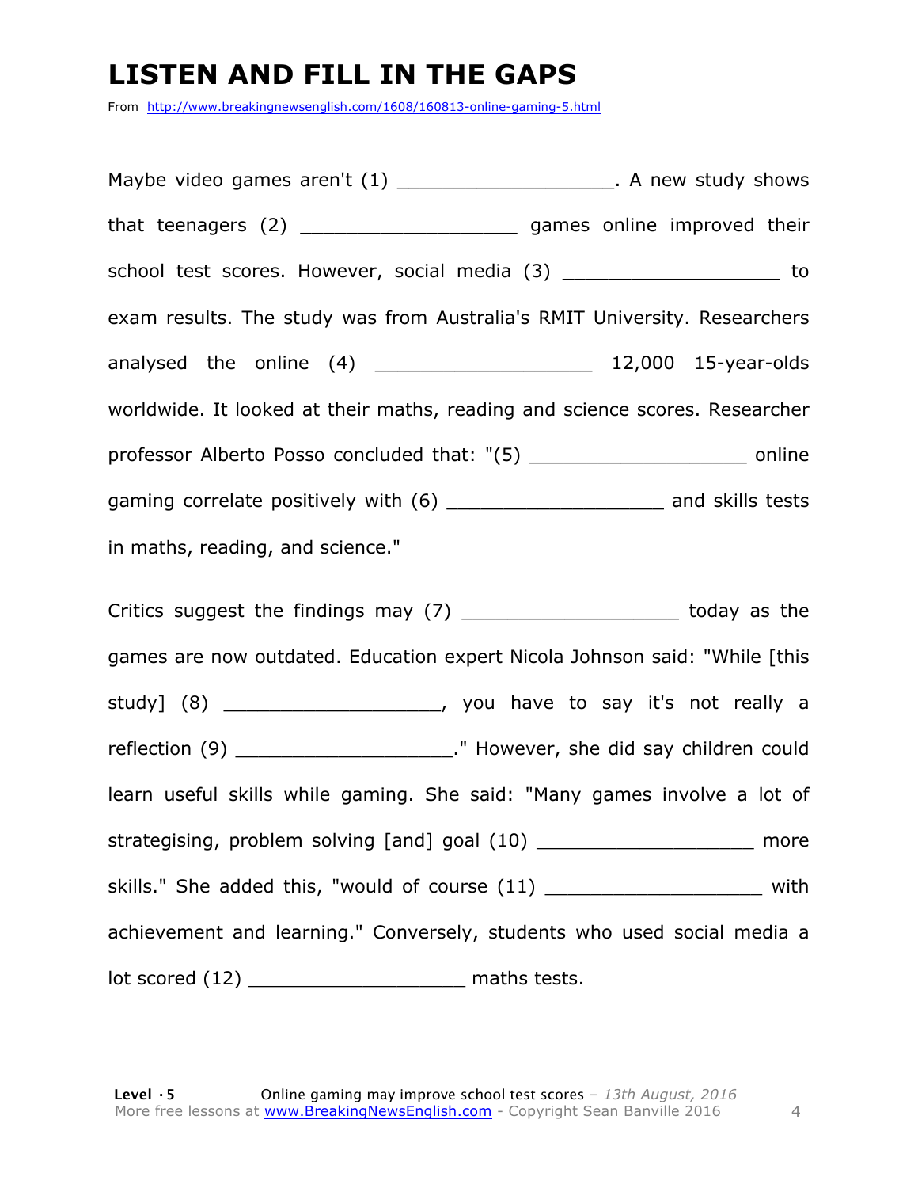# LISTEN AND FILL IN THE GAPS

From http://www.breakingnewsenglish.com/1608/160813-online-gaming-5.html

Maybe video games aren't (1) ___________________. A new study shows that teenagers (2) ___________________ games online improved their school test scores. However, social media (3) ___________________ to exam results. The study was from Australia's RMIT University. Researchers analysed the online (4) ___________________ 12,000 15-year-olds worldwide. It looked at their maths, reading and science scores. Researcher professor Alberto Posso concluded that: "(5) ___________________ online gaming correlate positively with (6) ___________________ and skills tests in maths, reading, and science."

Critics suggest the findings may (7) ___________________ today as the games are now outdated. Education expert Nicola Johnson said: "While [this study] (8) ___________________, you have to say it's not really a reflection (9) ___________________." However, she did say children could learn useful skills while gaming. She said: "Many games involve a lot of strategising, problem solving [and] goal (10) ___________________ more skills." She added this, "would of course (11) ___________________ with achievement and learning." Conversely, students who used social media a lot scored (12) ___________________ maths tests.

**Level · 5** Online gaming may improve school test scores – *13th August, 2016*
More free lessons at www.BreakingNewsEnglish.com - Copyright Sean Banville 2016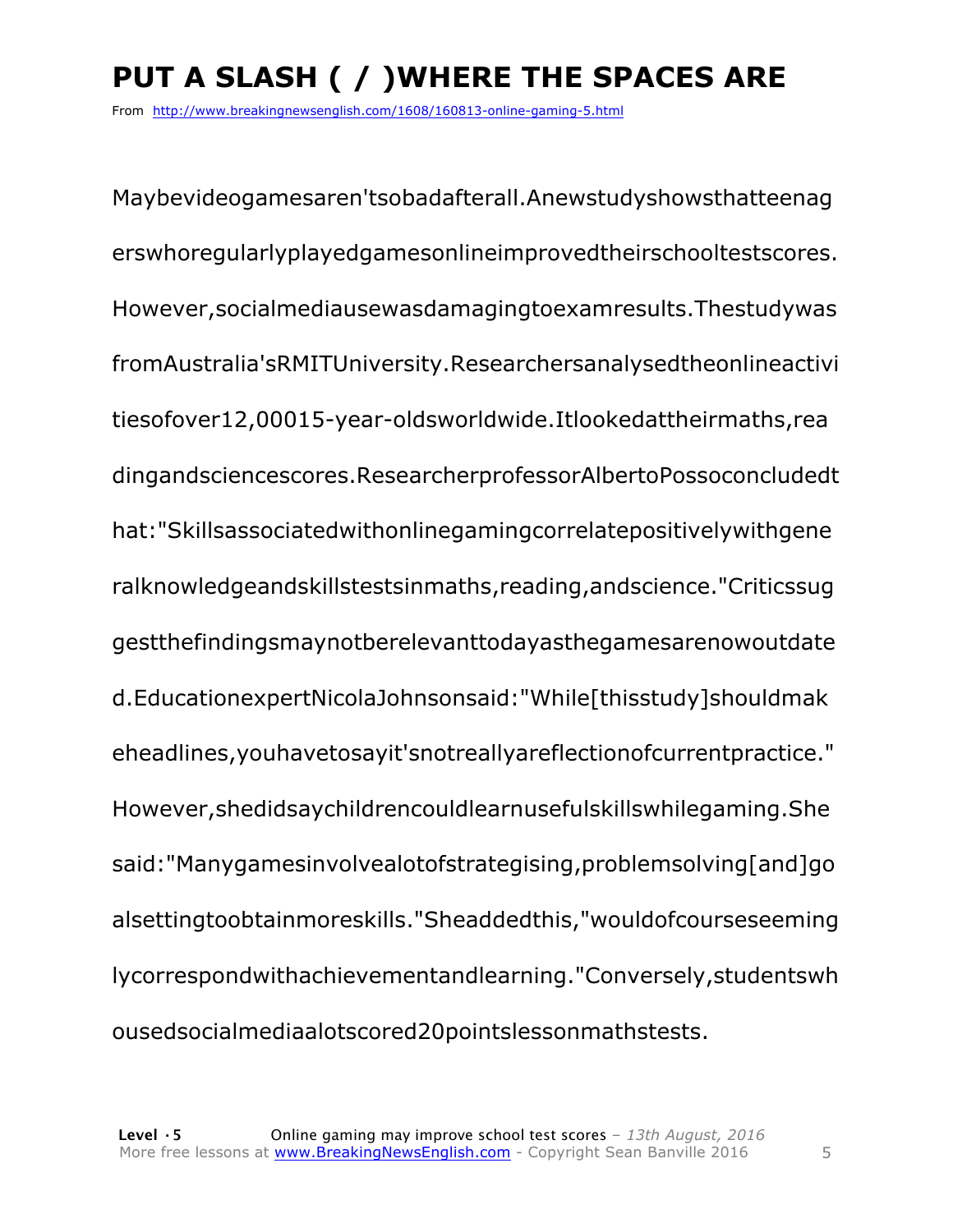# PUT A SLASH ( / )WHERE THE SPACES ARE

From http://www.breakingnewsenglish.com/1608/160813-online-gaming-5.html

Maybevideogamesaren'tsobadafterall.Anewstudyshowsthatteenag erswhoregularlyplayedgamesonlineimprovedtheirschooltestscores. However,socialmediausewasdamagingtoexamresults.Thestudywas fromAustralia'sRMITUniversity.Researchersanalysedtheonlineactivi tiesofover12,00015-year-oldsworldwide.Itlookedattheirmaths,rea dingandsciencescores.ResearcherprofessorAlbertoPossoconcludedt hat:"Skillsassociatedwithonlinegamingcorrelatepositivelywithgene ralknowledgeandskillstestsinmaths,reading,andscience."Criticssug gestthefindingsmaynotberelevanttodayasthegamesarenowoutdate d.EducationexpertNicolaJohnsonsaid:"While[thisstudy]shouldmak eheadlines,youhavetosayit'snotreallyareflectionofcurrentpractice." However,shedidsaychildrencouldlearnusefulskillswhilegaming.She said:"Manygamesinvolvealotofstrategising,problemsolving[and]go alsettingtoobtainmoreskills."Sheaddedthis,"wouldofcourseseeming lycorrespondwithachievementandlearning."Conversely,studentswh ousedsocialmediaalotscored20pointslessonmathstests.

**Level · 5** Online gaming may improve school test scores – *13th August, 2016*
More free lessons at www.BreakingNewsEnglish.com - Copyright Sean Banville 2016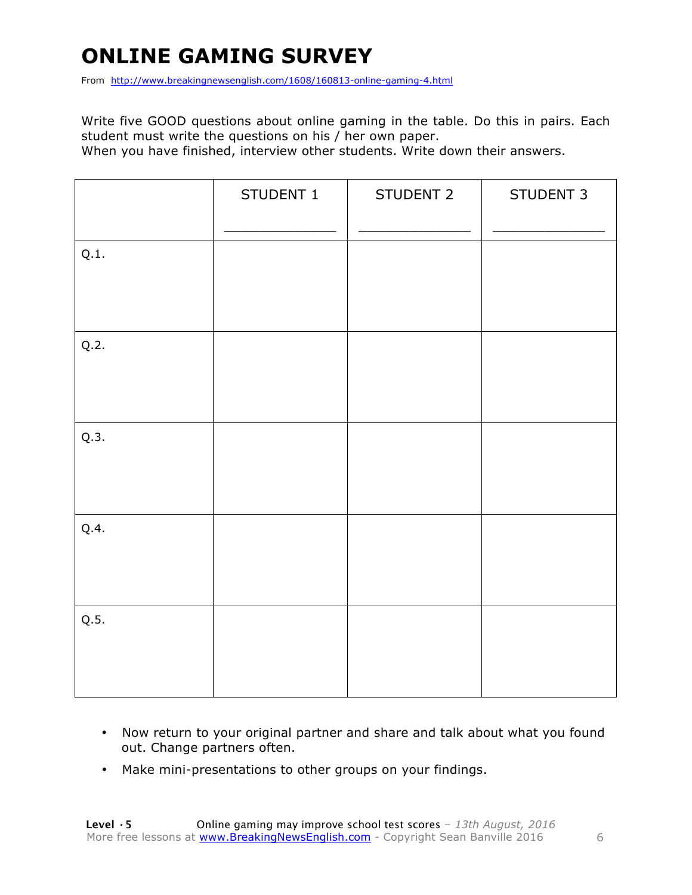# ONLINE GAMING SURVEY

From http://www.breakingnewsenglish.com/1608/160813-online-gaming-4.html

Write five GOOD questions about online gaming in the table. Do this in pairs. Each student must write the questions on his / her own paper.

When you have finished, interview other students. Write down their answers.

| | STUDENT 1<br><br>_____________ | STUDENT 2<br><br>_____________ | STUDENT 3<br><br>_____________ |
|---|---|---|---|
| Q.1. | | | |
| Q.2. | | | |
| Q.3. | | | |
| Q.4. | | | |
| Q.5. | | | |

- Now return to your original partner and share and talk about what you found out. Change partners often.
- Make mini-presentations to other groups on your findings.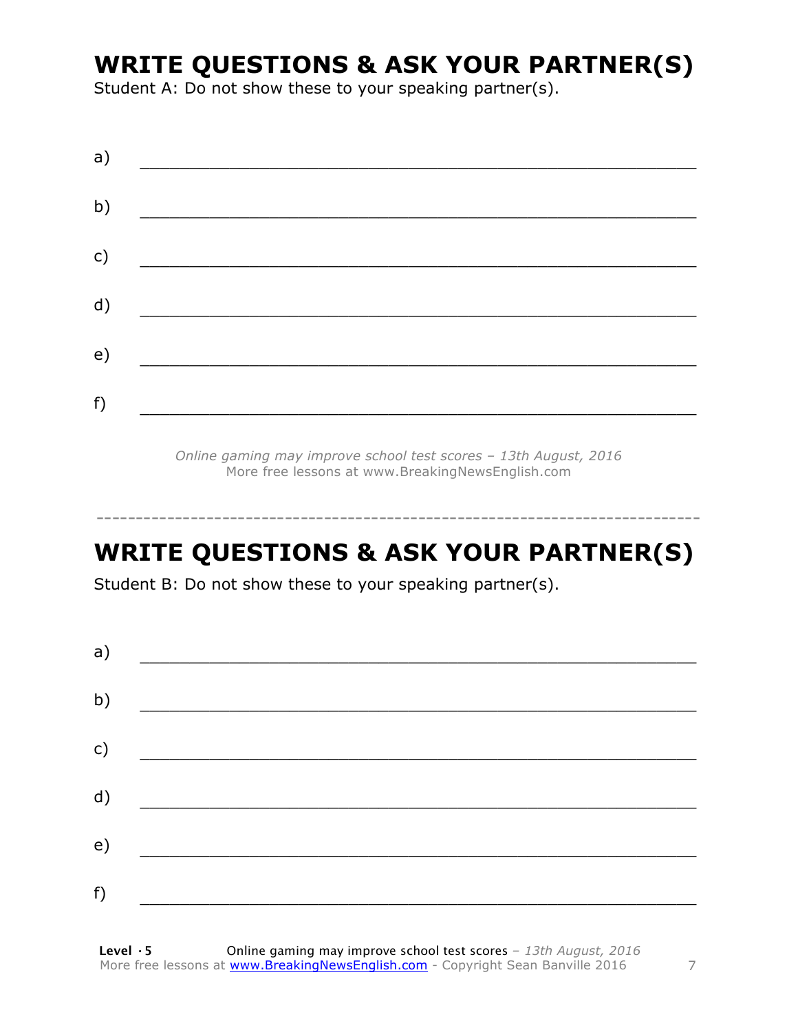## WRITE QUESTIONS & ASK YOUR PARTNER(S)

Student A: Do not show these to your speaking partner(s).

a) ___________________________________________________________

b) ___________________________________________________________

c) ___________________________________________________________

d) ___________________________________________________________

e) ___________________________________________________________

f) ___________________________________________________________

*Online gaming may improve school test scores – 13th August, 2016*
More free lessons at www.BreakingNewsEnglish.com

---

## WRITE QUESTIONS & ASK YOUR PARTNER(S)

Student B: Do not show these to your speaking partner(s).

a) ___________________________________________________________

b) ___________________________________________________________

c) ___________________________________________________________

d) ___________________________________________________________

e) ___________________________________________________________

f) ___________________________________________________________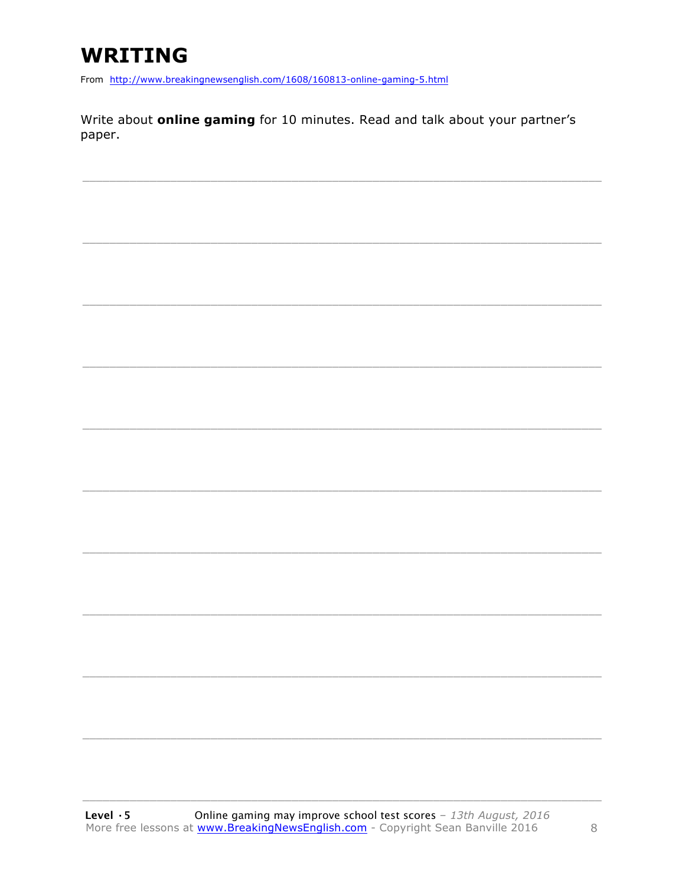# WRITING

From http://www.breakingnewsenglish.com/1608/160813-online-gaming-5.html

Write about **online gaming** for 10 minutes. Read and talk about your partner's paper.

___________________________________________________________________________

___________________________________________________________________________

___________________________________________________________________________

___________________________________________________________________________

___________________________________________________________________________

___________________________________________________________________________

___________________________________________________________________________

___________________________________________________________________________

___________________________________________________________________________

___________________________________________________________________________

___________________________________________________________________________